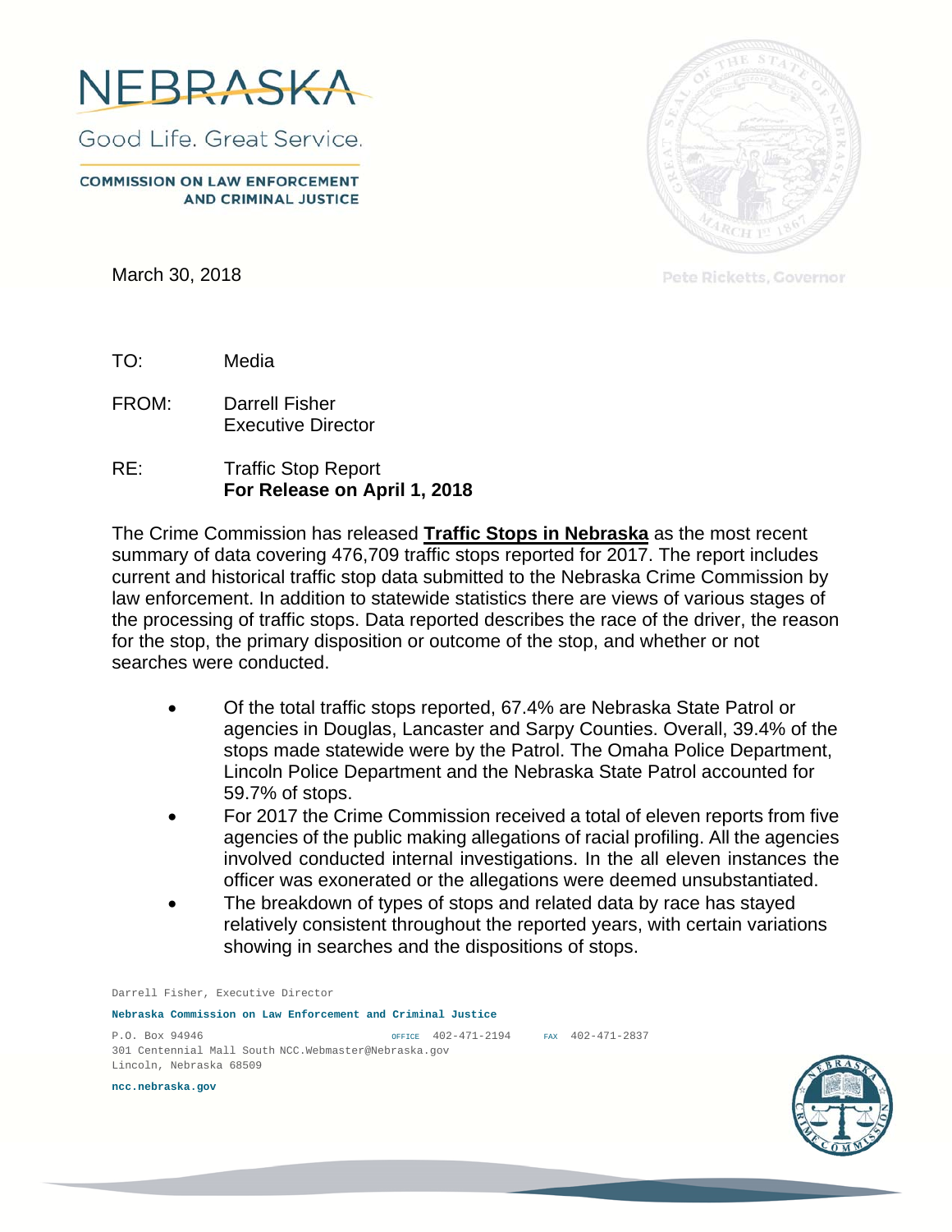# NEBRASKA

Good Life. Great Service.

**COMMISSION ON LAW ENFORCEMENT AND CRIMINAL JUSTICE**

Pete Ricketts, Governor

March 30, 2018

TO: Media

FROM: Darrell Fisher
Executive Director

RE: Traffic Stop Report
**For Release on April 1, 2018**

The Crime Commission has released **Traffic Stops in Nebraska** as the most recent summary of data covering 476,709 traffic stops reported for 2017. The report includes current and historical traffic stop data submitted to the Nebraska Crime Commission by law enforcement. In addition to statewide statistics there are views of various stages of the processing of traffic stops. Data reported describes the race of the driver, the reason for the stop, the primary disposition or outcome of the stop, and whether or not searches were conducted.

- Of the total traffic stops reported, 67.4% are Nebraska State Patrol or agencies in Douglas, Lancaster and Sarpy Counties. Overall, 39.4% of the stops made statewide were by the Patrol. The Omaha Police Department, Lincoln Police Department and the Nebraska State Patrol accounted for 59.7% of stops.
- For 2017 the Crime Commission received a total of eleven reports from five agencies of the public making allegations of racial profiling. All the agencies involved conducted internal investigations. In the all eleven instances the officer was exonerated or the allegations were deemed unsubstantiated.
- The breakdown of types of stops and related data by race has stayed relatively consistent throughout the reported years, with certain variations showing in searches and the dispositions of stops.

Darrell Fisher, Executive Director

**Nebraska Commission on Law Enforcement and Criminal Justice**

P.O. Box 94946 OFFICE 402-471-2194 FAX 402-471-2837
301 Centennial Mall South NCC.Webmaster@Nebraska.gov
Lincoln, Nebraska 68509

**ncc.nebraska.gov**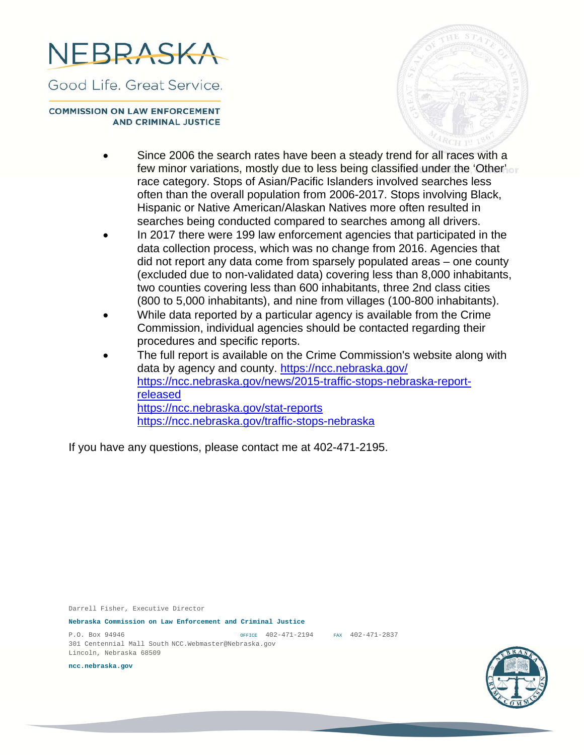- Since 2006 the search rates have been a steady trend for all races with a few minor variations, mostly due to less being classified under the 'Other' race category. Stops of Asian/Pacific Islanders involved searches less often than the overall population from 2006-2017. Stops involving Black, Hispanic or Native American/Alaskan Natives more often resulted in searches being conducted compared to searches among all drivers.
- In 2017 there were 199 law enforcement agencies that participated in the data collection process, which was no change from 2016. Agencies that did not report any data come from sparsely populated areas – one county (excluded due to non-validated data) covering less than 8,000 inhabitants, two counties covering less than 600 inhabitants, three 2nd class cities (800 to 5,000 inhabitants), and nine from villages (100-800 inhabitants).
- While data reported by a particular agency is available from the Crime Commission, individual agencies should be contacted regarding their procedures and specific reports.
- The full report is available on the Crime Commission's website along with data by agency and county. https://ncc.nebraska.gov/
  https://ncc.nebraska.gov/news/2015-traffic-stops-nebraska-report-released
  https://ncc.nebraska.gov/stat-reports
  https://ncc.nebraska.gov/traffic-stops-nebraska

If you have any questions, please contact me at 402-471-2195.

Darrell Fisher, Executive Director

**Nebraska Commission on Law Enforcement and Criminal Justice**

P.O. Box 94946 OFFICE 402-471-2194 FAX 402-471-2837
301 Centennial Mall South NCC.Webmaster@Nebraska.gov
Lincoln, Nebraska 68509

**ncc.nebraska.gov**